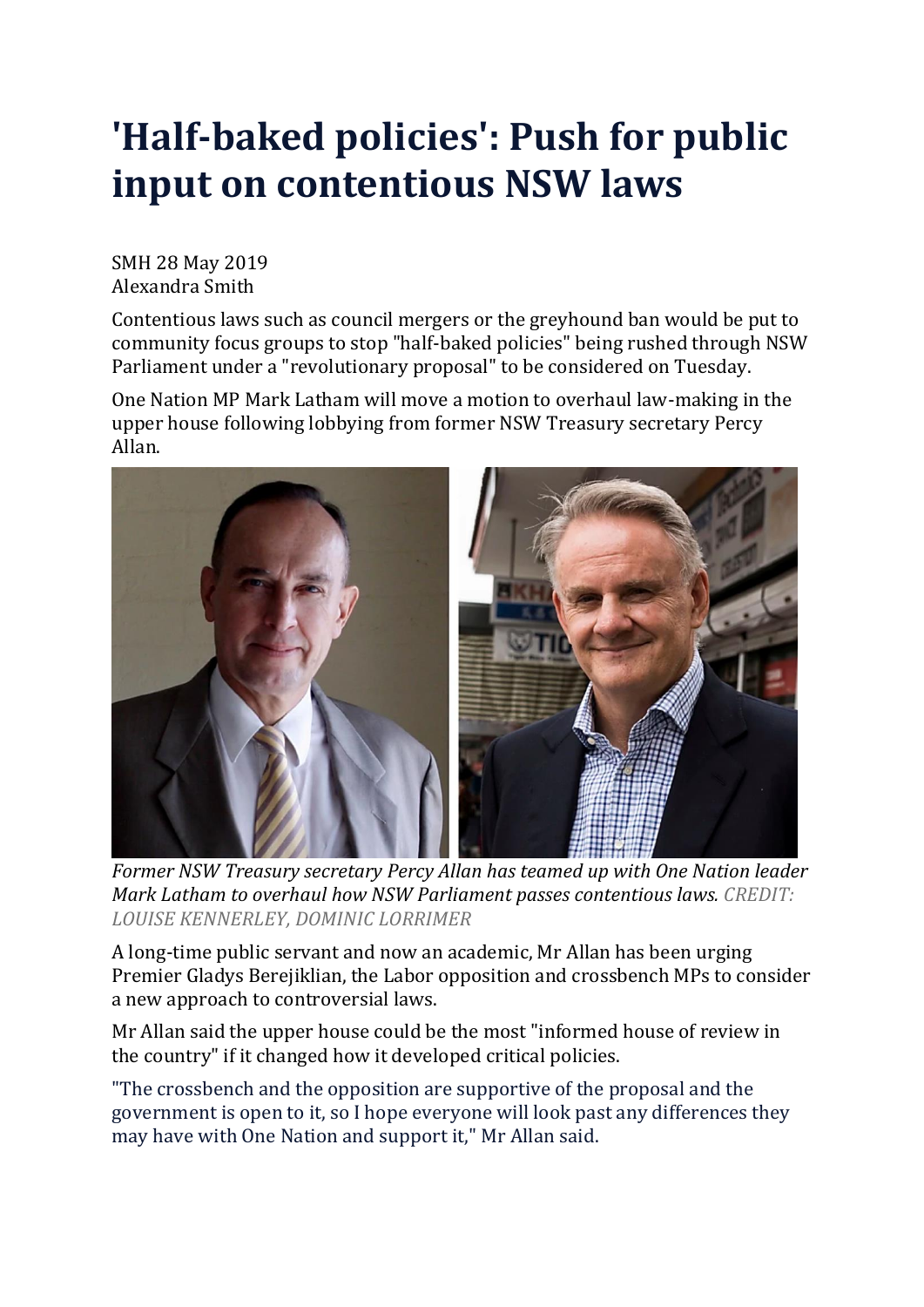# 'Half-baked policies': Push for public input on contentious NSW laws

SMH 28 May 2019
Alexandra Smith

Contentious laws such as council mergers or the greyhound ban would be put to community focus groups to stop "half-baked policies" being rushed through NSW Parliament under a "revolutionary proposal" to be considered on Tuesday.

One Nation MP Mark Latham will move a motion to overhaul law-making in the upper house following lobbying from former NSW Treasury secretary Percy Allan.

*Former NSW Treasury secretary Percy Allan has teamed up with One Nation leader Mark Latham to overhaul how NSW Parliament passes contentious laws. CREDIT: LOUISE KENNERLEY, DOMINIC LORRIMER*

A long-time public servant and now an academic, Mr Allan has been urging Premier Gladys Berejiklian, the Labor opposition and crossbench MPs to consider a new approach to controversial laws.

Mr Allan said the upper house could be the most "informed house of review in the country" if it changed how it developed critical policies.

"The crossbench and the opposition are supportive of the proposal and the government is open to it, so I hope everyone will look past any differences they may have with One Nation and support it," Mr Allan said.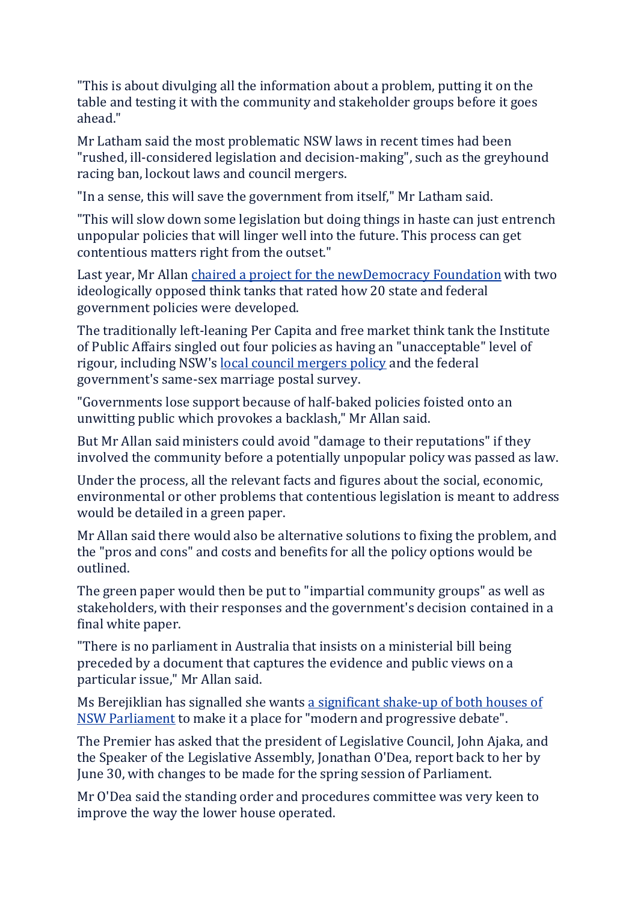"This is about divulging all the information about a problem, putting it on the table and testing it with the community and stakeholder groups before it goes ahead."

Mr Latham said the most problematic NSW laws in recent times had been "rushed, ill-considered legislation and decision-making", such as the greyhound racing ban, lockout laws and council mergers.

"In a sense, this will save the government from itself," Mr Latham said.

"This will slow down some legislation but doing things in haste can just entrench unpopular policies that will linger well into the future. This process can get contentious matters right from the outset."

Last year, Mr Allan chaired a project for the newDemocracy Foundation with two ideologically opposed think tanks that rated how 20 state and federal government policies were developed.

The traditionally left-leaning Per Capita and free market think tank the Institute of Public Affairs singled out four policies as having an "unacceptable" level of rigour, including NSW's local council mergers policy and the federal government's same-sex marriage postal survey.

"Governments lose support because of half-baked policies foisted onto an unwitting public which provokes a backlash," Mr Allan said.

But Mr Allan said ministers could avoid "damage to their reputations" if they involved the community before a potentially unpopular policy was passed as law.

Under the process, all the relevant facts and figures about the social, economic, environmental or other problems that contentious legislation is meant to address would be detailed in a green paper.

Mr Allan said there would also be alternative solutions to fixing the problem, and the "pros and cons" and costs and benefits for all the policy options would be outlined.

The green paper would then be put to "impartial community groups" as well as stakeholders, with their responses and the government's decision contained in a final white paper.

"There is no parliament in Australia that insists on a ministerial bill being preceded by a document that captures the evidence and public views on a particular issue," Mr Allan said.

Ms Berejiklian has signalled she wants a significant shake-up of both houses of NSW Parliament to make it a place for "modern and progressive debate".

The Premier has asked that the president of Legislative Council, John Ajaka, and the Speaker of the Legislative Assembly, Jonathan O'Dea, report back to her by June 30, with changes to be made for the spring session of Parliament.

Mr O'Dea said the standing order and procedures committee was very keen to improve the way the lower house operated.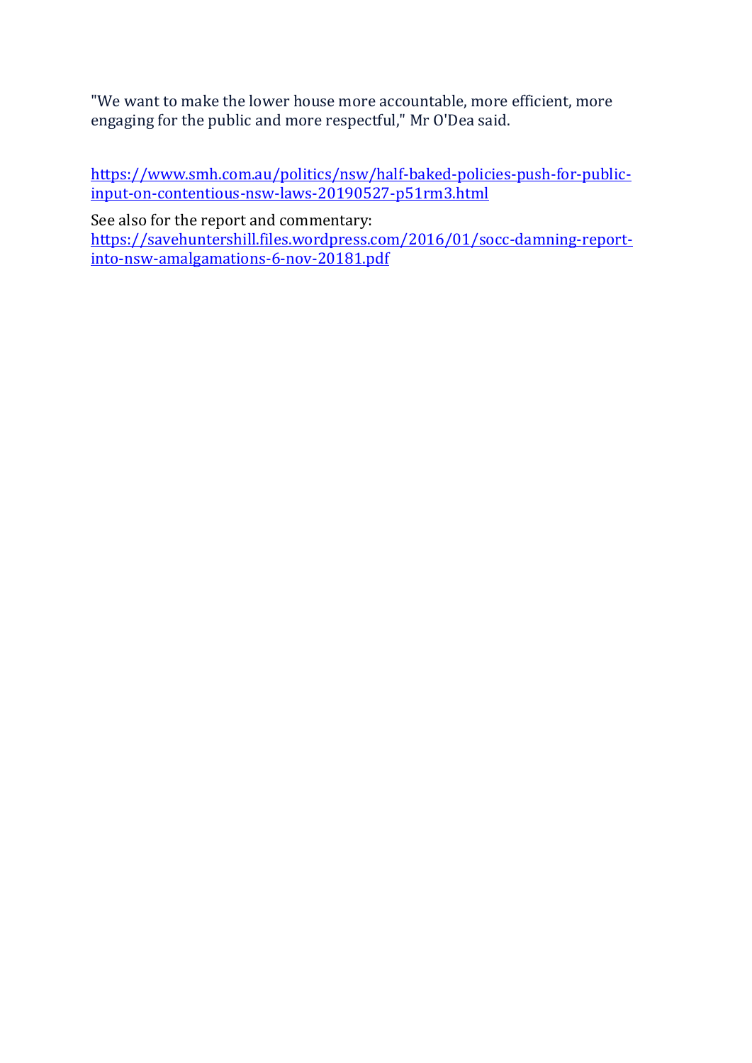"We want to make the lower house more accountable, more efficient, more engaging for the public and more respectful," Mr O'Dea said.

https://www.smh.com.au/politics/nsw/half-baked-policies-push-for-public-input-on-contentious-nsw-laws-20190527-p51rm3.html

See also for the report and commentary:
https://savehuntershill.files.wordpress.com/2016/01/socc-damning-report-into-nsw-amalgamations-6-nov-20181.pdf